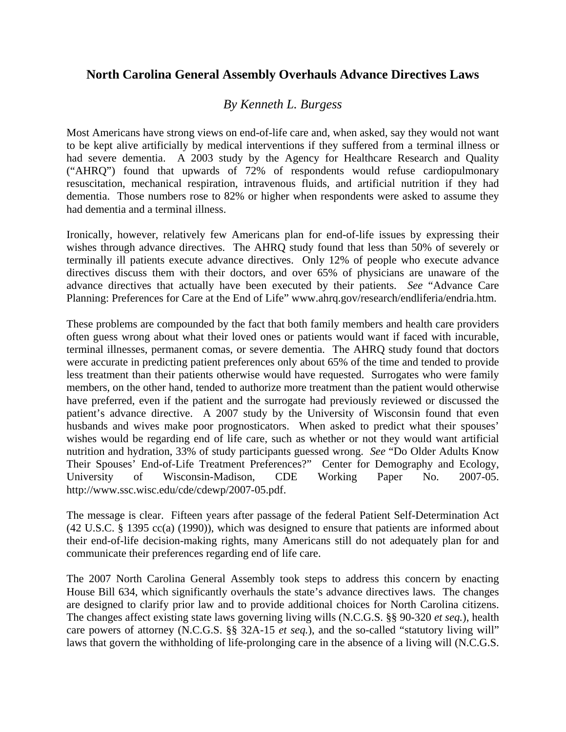# North Carolina General Assembly Overhauls Advance Directives Laws

*By Kenneth L. Burgess*

Most Americans have strong views on end-of-life care and, when asked, say they would not want to be kept alive artificially by medical interventions if they suffered from a terminal illness or had severe dementia. A 2003 study by the Agency for Healthcare Research and Quality ("AHRQ") found that upwards of 72% of respondents would refuse cardiopulmonary resuscitation, mechanical respiration, intravenous fluids, and artificial nutrition if they had dementia. Those numbers rose to 82% or higher when respondents were asked to assume they had dementia and a terminal illness.

Ironically, however, relatively few Americans plan for end-of-life issues by expressing their wishes through advance directives. The AHRQ study found that less than 50% of severely or terminally ill patients execute advance directives. Only 12% of people who execute advance directives discuss them with their doctors, and over 65% of physicians are unaware of the advance directives that actually have been executed by their patients. *See* "Advance Care Planning: Preferences for Care at the End of Life" www.ahrq.gov/research/endliferia/endria.htm.

These problems are compounded by the fact that both family members and health care providers often guess wrong about what their loved ones or patients would want if faced with incurable, terminal illnesses, permanent comas, or severe dementia. The AHRQ study found that doctors were accurate in predicting patient preferences only about 65% of the time and tended to provide less treatment than their patients otherwise would have requested. Surrogates who were family members, on the other hand, tended to authorize more treatment than the patient would otherwise have preferred, even if the patient and the surrogate had previously reviewed or discussed the patient's advance directive. A 2007 study by the University of Wisconsin found that even husbands and wives make poor prognosticators. When asked to predict what their spouses' wishes would be regarding end of life care, such as whether or not they would want artificial nutrition and hydration, 33% of study participants guessed wrong. *See* "Do Older Adults Know Their Spouses' End-of-Life Treatment Preferences?" Center for Demography and Ecology, University of Wisconsin-Madison, CDE Working Paper No. 2007-05. http://www.ssc.wisc.edu/cde/cdewp/2007-05.pdf.

The message is clear. Fifteen years after passage of the federal Patient Self-Determination Act (42 U.S.C. § 1395 cc(a) (1990)), which was designed to ensure that patients are informed about their end-of-life decision-making rights, many Americans still do not adequately plan for and communicate their preferences regarding end of life care.

The 2007 North Carolina General Assembly took steps to address this concern by enacting House Bill 634, which significantly overhauls the state's advance directives laws. The changes are designed to clarify prior law and to provide additional choices for North Carolina citizens. The changes affect existing state laws governing living wills (N.C.G.S. §§ 90-320 *et seq.*), health care powers of attorney (N.C.G.S. §§ 32A-15 *et seq.*), and the so-called "statutory living will" laws that govern the withholding of life-prolonging care in the absence of a living will (N.C.G.S.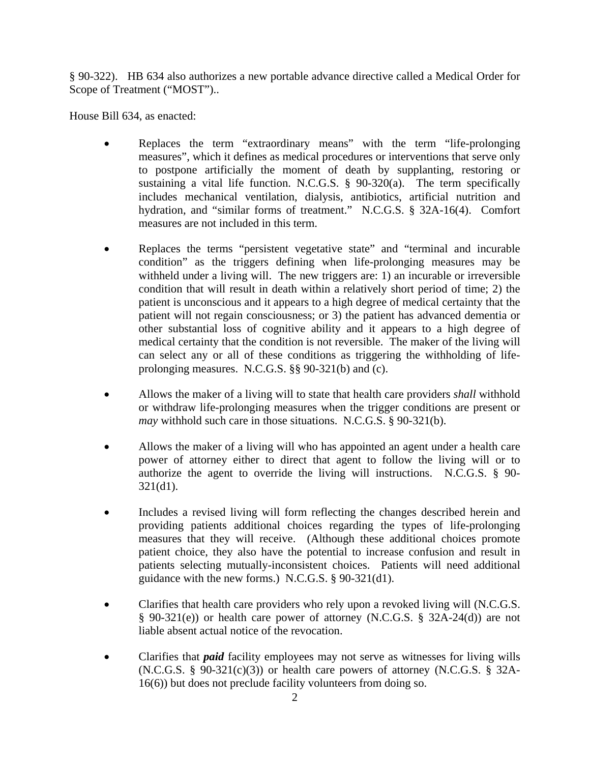§ 90-322). HB 634 also authorizes a new portable advance directive called a Medical Order for Scope of Treatment ("MOST")..

House Bill 634, as enacted:

- Replaces the term "extraordinary means" with the term "life-prolonging measures", which it defines as medical procedures or interventions that serve only to postpone artificially the moment of death by supplanting, restoring or sustaining a vital life function. N.C.G.S. § 90-320(a). The term specifically includes mechanical ventilation, dialysis, antibiotics, artificial nutrition and hydration, and "similar forms of treatment." N.C.G.S. § 32A-16(4). Comfort measures are not included in this term.

- Replaces the terms "persistent vegetative state" and "terminal and incurable condition" as the triggers defining when life-prolonging measures may be withheld under a living will. The new triggers are: 1) an incurable or irreversible condition that will result in death within a relatively short period of time; 2) the patient is unconscious and it appears to a high degree of medical certainty that the patient will not regain consciousness; or 3) the patient has advanced dementia or other substantial loss of cognitive ability and it appears to a high degree of medical certainty that the condition is not reversible. The maker of the living will can select any or all of these conditions as triggering the withholding of life-prolonging measures. N.C.G.S. §§ 90-321(b) and (c).

- Allows the maker of a living will to state that health care providers *shall* withhold or withdraw life-prolonging measures when the trigger conditions are present or *may* withhold such care in those situations. N.C.G.S. § 90-321(b).

- Allows the maker of a living will who has appointed an agent under a health care power of attorney either to direct that agent to follow the living will or to authorize the agent to override the living will instructions. N.C.G.S. § 90-321(d1).

- Includes a revised living will form reflecting the changes described herein and providing patients additional choices regarding the types of life-prolonging measures that they will receive. (Although these additional choices promote patient choice, they also have the potential to increase confusion and result in patients selecting mutually-inconsistent choices. Patients will need additional guidance with the new forms.) N.C.G.S. § 90-321(d1).

- Clarifies that health care providers who rely upon a revoked living will (N.C.G.S. § 90-321(e)) or health care power of attorney (N.C.G.S. § 32A-24(d)) are not liable absent actual notice of the revocation.

- Clarifies that ***paid*** facility employees may not serve as witnesses for living wills (N.C.G.S. § 90-321(c)(3)) or health care powers of attorney (N.C.G.S. § 32A-16(6)) but does not preclude facility volunteers from doing so.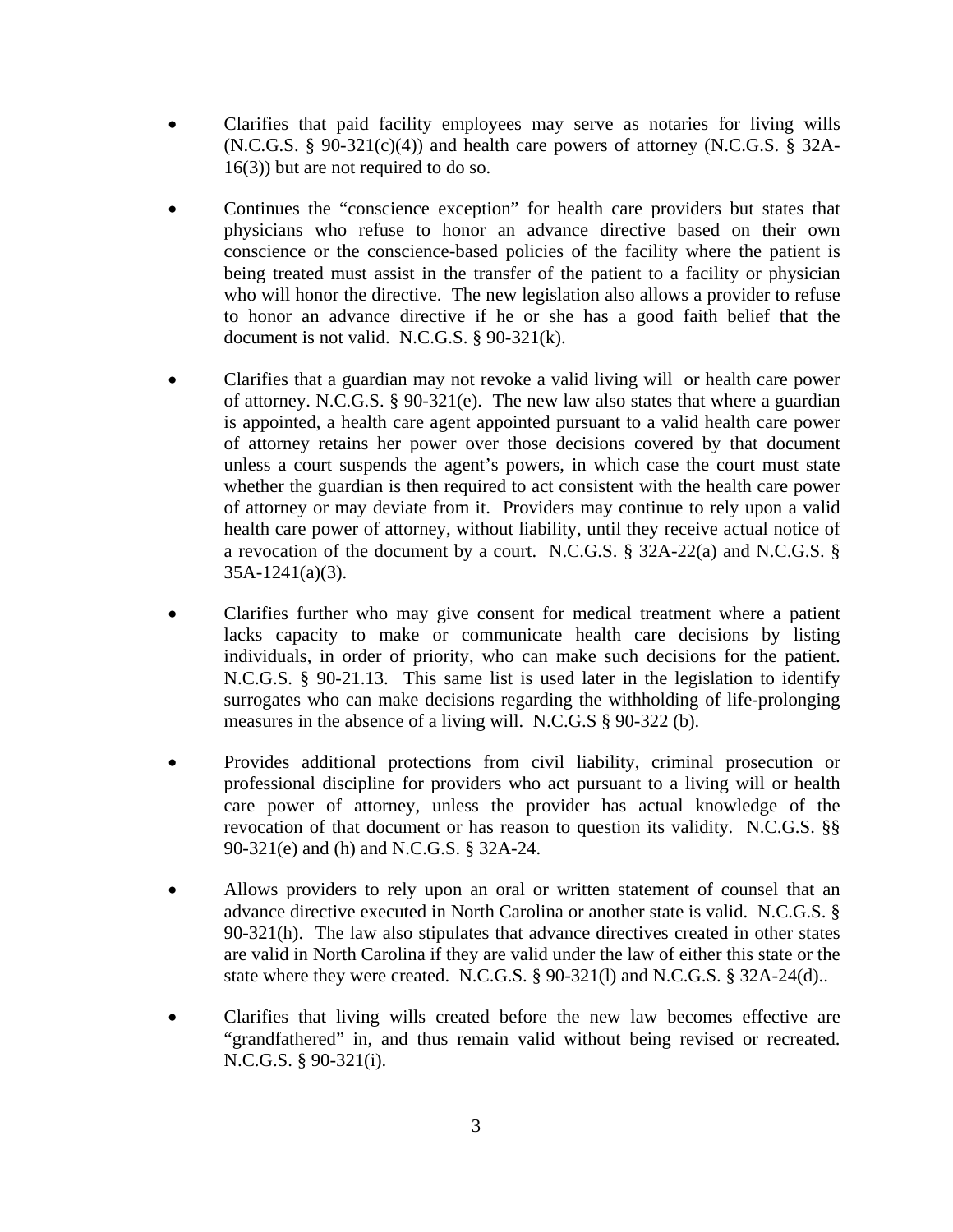- Clarifies that paid facility employees may serve as notaries for living wills (N.C.G.S. § 90-321(c)(4)) and health care powers of attorney (N.C.G.S. § 32A-16(3)) but are not required to do so.

- Continues the "conscience exception" for health care providers but states that physicians who refuse to honor an advance directive based on their own conscience or the conscience-based policies of the facility where the patient is being treated must assist in the transfer of the patient to a facility or physician who will honor the directive. The new legislation also allows a provider to refuse to honor an advance directive if he or she has a good faith belief that the document is not valid. N.C.G.S. § 90-321(k).

- Clarifies that a guardian may not revoke a valid living will or health care power of attorney. N.C.G.S. § 90-321(e). The new law also states that where a guardian is appointed, a health care agent appointed pursuant to a valid health care power of attorney retains her power over those decisions covered by that document unless a court suspends the agent's powers, in which case the court must state whether the guardian is then required to act consistent with the health care power of attorney or may deviate from it. Providers may continue to rely upon a valid health care power of attorney, without liability, until they receive actual notice of a revocation of the document by a court. N.C.G.S. § 32A-22(a) and N.C.G.S. § 35A-1241(a)(3).

- Clarifies further who may give consent for medical treatment where a patient lacks capacity to make or communicate health care decisions by listing individuals, in order of priority, who can make such decisions for the patient. N.C.G.S. § 90-21.13. This same list is used later in the legislation to identify surrogates who can make decisions regarding the withholding of life-prolonging measures in the absence of a living will. N.C.G.S § 90-322 (b).

- Provides additional protections from civil liability, criminal prosecution or professional discipline for providers who act pursuant to a living will or health care power of attorney, unless the provider has actual knowledge of the revocation of that document or has reason to question its validity. N.C.G.S. §§ 90-321(e) and (h) and N.C.G.S. § 32A-24.

- Allows providers to rely upon an oral or written statement of counsel that an advance directive executed in North Carolina or another state is valid. N.C.G.S. § 90-321(h). The law also stipulates that advance directives created in other states are valid in North Carolina if they are valid under the law of either this state or the state where they were created. N.C.G.S. § 90-321(l) and N.C.G.S. § 32A-24(d)..

- Clarifies that living wills created before the new law becomes effective are "grandfathered" in, and thus remain valid without being revised or recreated. N.C.G.S. § 90-321(i).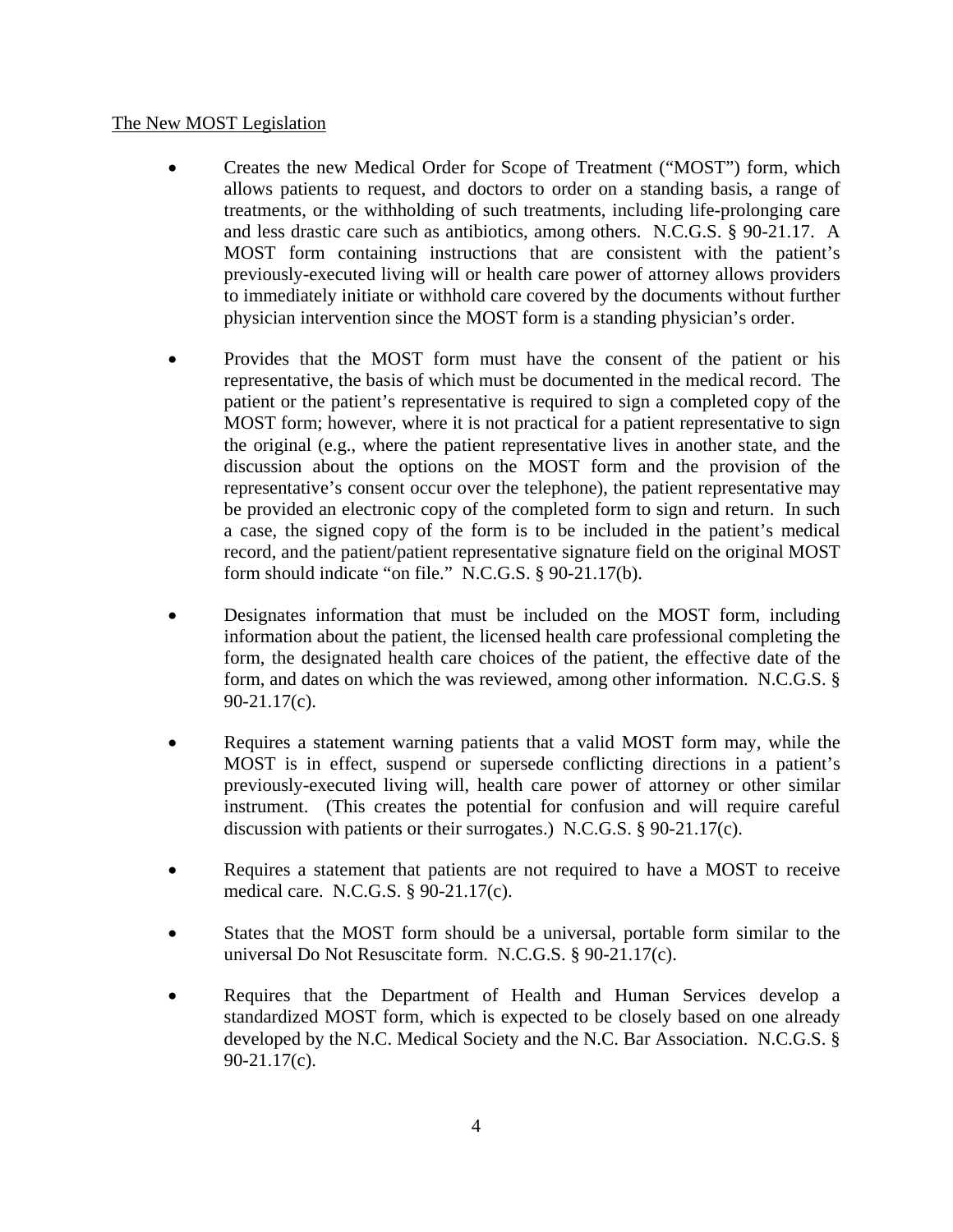The New MOST Legislation

- Creates the new Medical Order for Scope of Treatment ("MOST") form, which allows patients to request, and doctors to order on a standing basis, a range of treatments, or the withholding of such treatments, including life-prolonging care and less drastic care such as antibiotics, among others. N.C.G.S. § 90-21.17. A MOST form containing instructions that are consistent with the patient's previously-executed living will or health care power of attorney allows providers to immediately initiate or withhold care covered by the documents without further physician intervention since the MOST form is a standing physician's order.

- Provides that the MOST form must have the consent of the patient or his representative, the basis of which must be documented in the medical record. The patient or the patient's representative is required to sign a completed copy of the MOST form; however, where it is not practical for a patient representative to sign the original (e.g., where the patient representative lives in another state, and the discussion about the options on the MOST form and the provision of the representative's consent occur over the telephone), the patient representative may be provided an electronic copy of the completed form to sign and return. In such a case, the signed copy of the form is to be included in the patient's medical record, and the patient/patient representative signature field on the original MOST form should indicate "on file." N.C.G.S. § 90-21.17(b).

- Designates information that must be included on the MOST form, including information about the patient, the licensed health care professional completing the form, the designated health care choices of the patient, the effective date of the form, and dates on which the was reviewed, among other information. N.C.G.S. § 90-21.17(c).

- Requires a statement warning patients that a valid MOST form may, while the MOST is in effect, suspend or supersede conflicting directions in a patient's previously-executed living will, health care power of attorney or other similar instrument. (This creates the potential for confusion and will require careful discussion with patients or their surrogates.) N.C.G.S. § 90-21.17(c).

- Requires a statement that patients are not required to have a MOST to receive medical care. N.C.G.S. § 90-21.17(c).

- States that the MOST form should be a universal, portable form similar to the universal Do Not Resuscitate form. N.C.G.S. § 90-21.17(c).

- Requires that the Department of Health and Human Services develop a standardized MOST form, which is expected to be closely based on one already developed by the N.C. Medical Society and the N.C. Bar Association. N.C.G.S. § 90-21.17(c).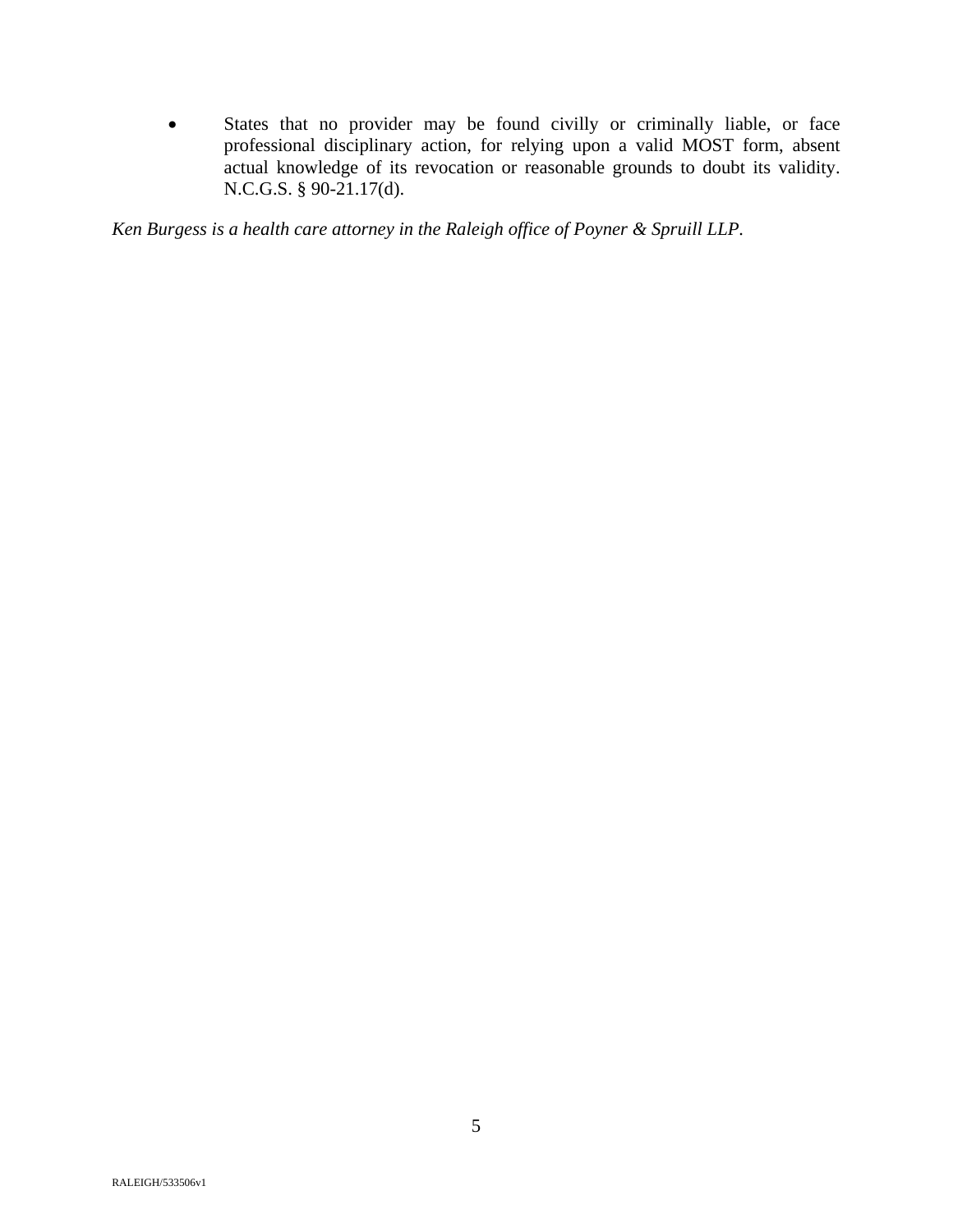- States that no provider may be found civilly or criminally liable, or face professional disciplinary action, for relying upon a valid MOST form, absent actual knowledge of its revocation or reasonable grounds to doubt its validity. N.C.G.S. § 90-21.17(d).

*Ken Burgess is a health care attorney in the Raleigh office of Poyner & Spruill LLP.*